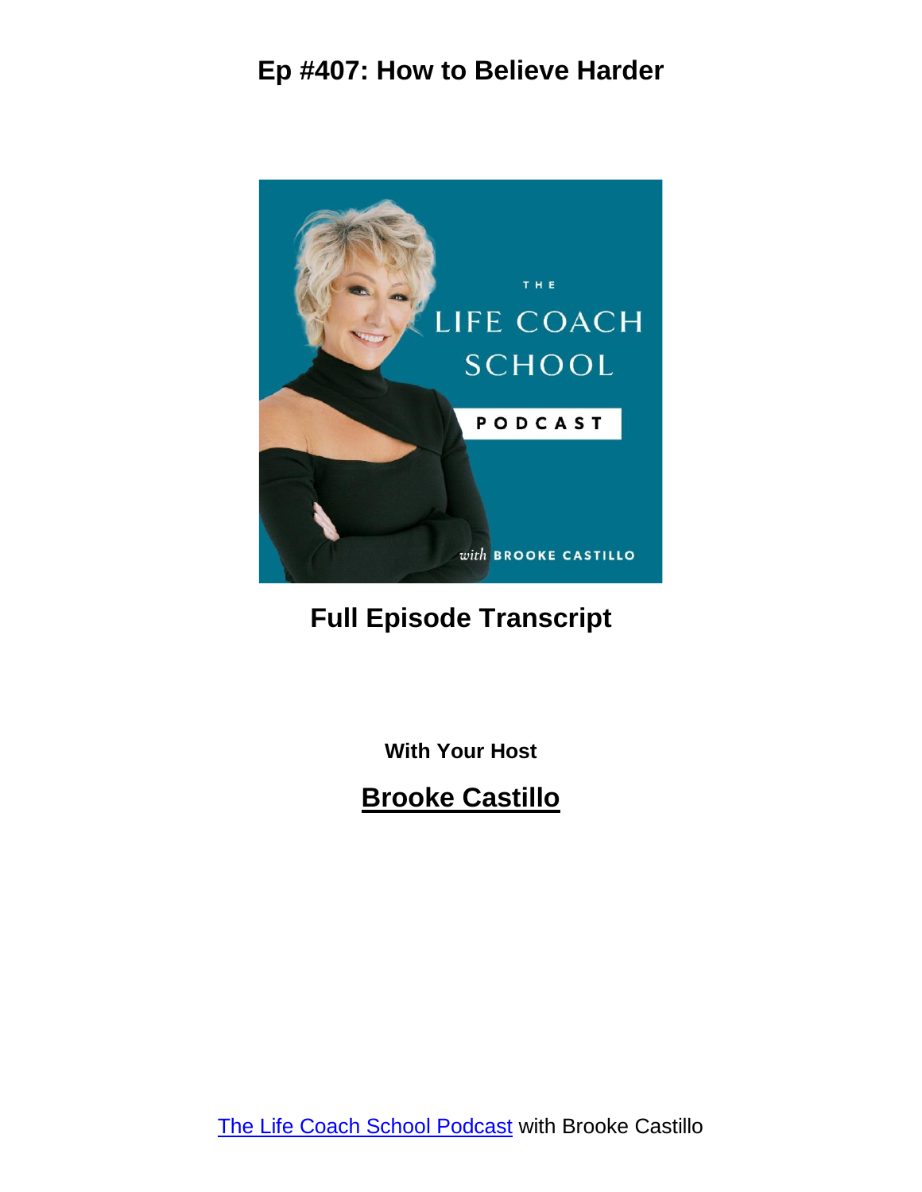# Ep #407: How to Believe Harder

## Full Episode Transcript

**With Your Host**

## Brooke Castillo

[The Life Coach School Podcast](#) with Brooke Castillo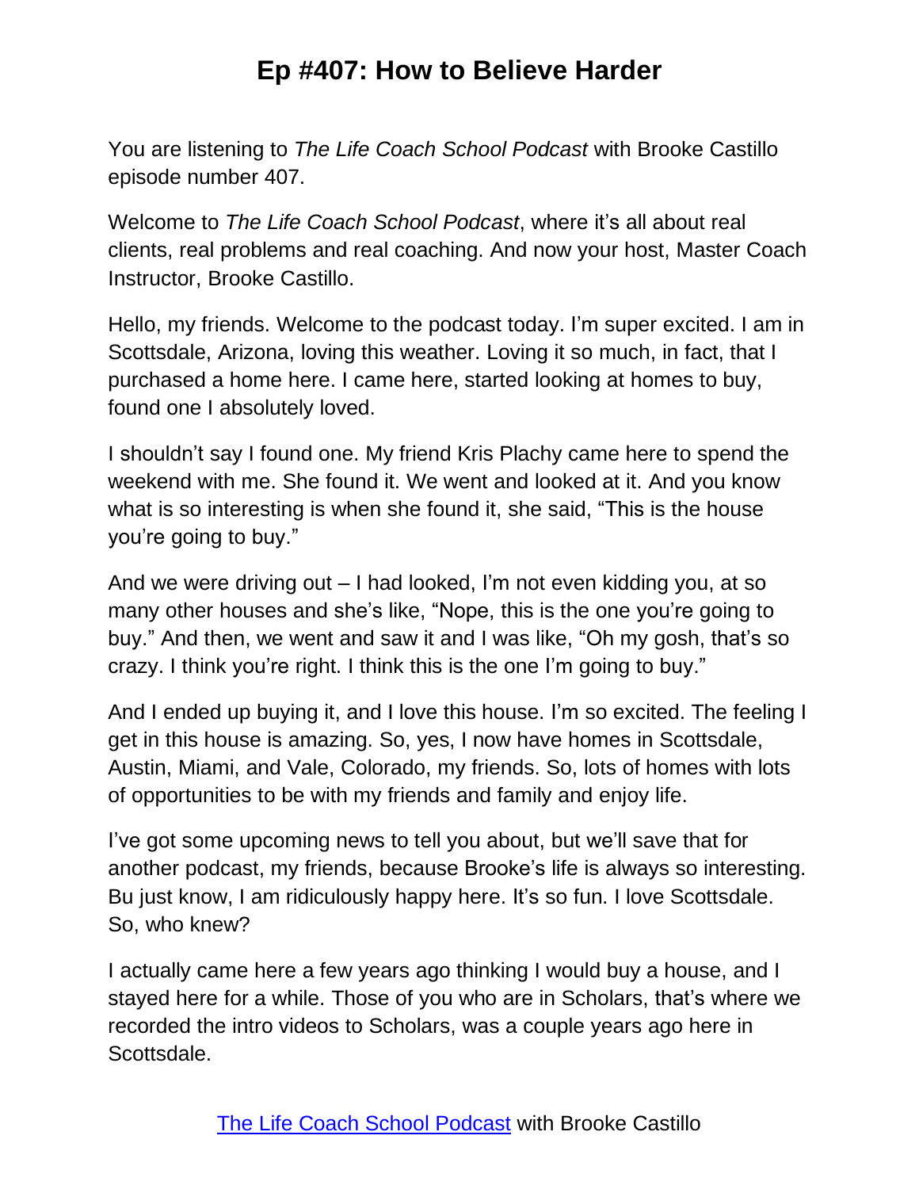# Ep #407: How to Believe Harder

You are listening to *The Life Coach School Podcast* with Brooke Castillo episode number 407.

Welcome to *The Life Coach School Podcast*, where it's all about real clients, real problems and real coaching. And now your host, Master Coach Instructor, Brooke Castillo.

Hello, my friends. Welcome to the podcast today. I'm super excited. I am in Scottsdale, Arizona, loving this weather. Loving it so much, in fact, that I purchased a home here. I came here, started looking at homes to buy, found one I absolutely loved.

I shouldn't say I found one. My friend Kris Plachy came here to spend the weekend with me. She found it. We went and looked at it. And you know what is so interesting is when she found it, she said, "This is the house you're going to buy."

And we were driving out – I had looked, I'm not even kidding you, at so many other houses and she's like, "Nope, this is the one you're going to buy." And then, we went and saw it and I was like, "Oh my gosh, that's so crazy. I think you're right. I think this is the one I'm going to buy."

And I ended up buying it, and I love this house. I'm so excited. The feeling I get in this house is amazing. So, yes, I now have homes in Scottsdale, Austin, Miami, and Vale, Colorado, my friends. So, lots of homes with lots of opportunities to be with my friends and family and enjoy life.

I've got some upcoming news to tell you about, but we'll save that for another podcast, my friends, because Brooke's life is always so interesting. Bu just know, I am ridiculously happy here. It's so fun. I love Scottsdale. So, who knew?

I actually came here a few years ago thinking I would buy a house, and I stayed here for a while. Those of you who are in Scholars, that's where we recorded the intro videos to Scholars, was a couple years ago here in Scottsdale.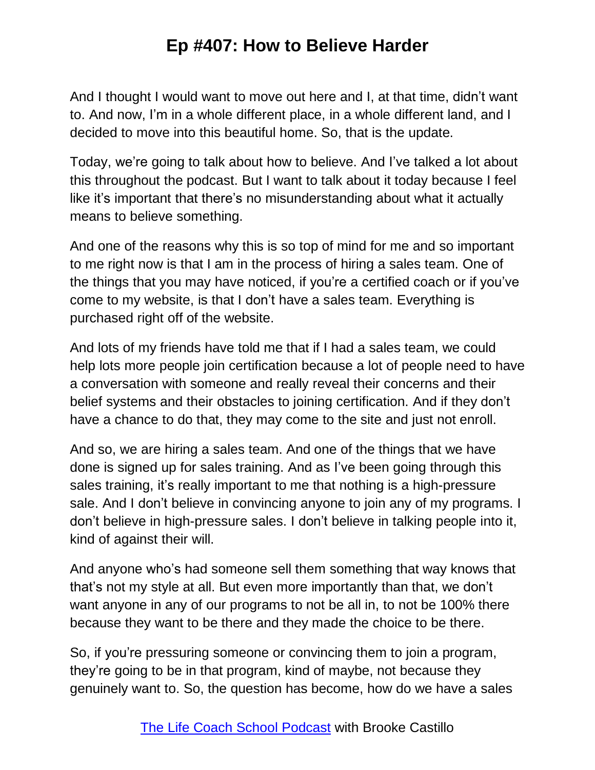And I thought I would want to move out here and I, at that time, didn't want to. And now, I'm in a whole different place, in a whole different land, and I decided to move into this beautiful home. So, that is the update.

Today, we're going to talk about how to believe. And I've talked a lot about this throughout the podcast. But I want to talk about it today because I feel like it's important that there's no misunderstanding about what it actually means to believe something.

And one of the reasons why this is so top of mind for me and so important to me right now is that I am in the process of hiring a sales team. One of the things that you may have noticed, if you're a certified coach or if you've come to my website, is that I don't have a sales team. Everything is purchased right off of the website.

And lots of my friends have told me that if I had a sales team, we could help lots more people join certification because a lot of people need to have a conversation with someone and really reveal their concerns and their belief systems and their obstacles to joining certification. And if they don't have a chance to do that, they may come to the site and just not enroll.

And so, we are hiring a sales team. And one of the things that we have done is signed up for sales training. And as I've been going through this sales training, it's really important to me that nothing is a high-pressure sale. And I don't believe in convincing anyone to join any of my programs. I don't believe in high-pressure sales. I don't believe in talking people into it, kind of against their will.

And anyone who's had someone sell them something that way knows that that's not my style at all. But even more importantly than that, we don't want anyone in any of our programs to not be all in, to not be 100% there because they want to be there and they made the choice to be there.

So, if you're pressuring someone or convincing them to join a program, they're going to be in that program, kind of maybe, not because they genuinely want to. So, the question has become, how do we have a sales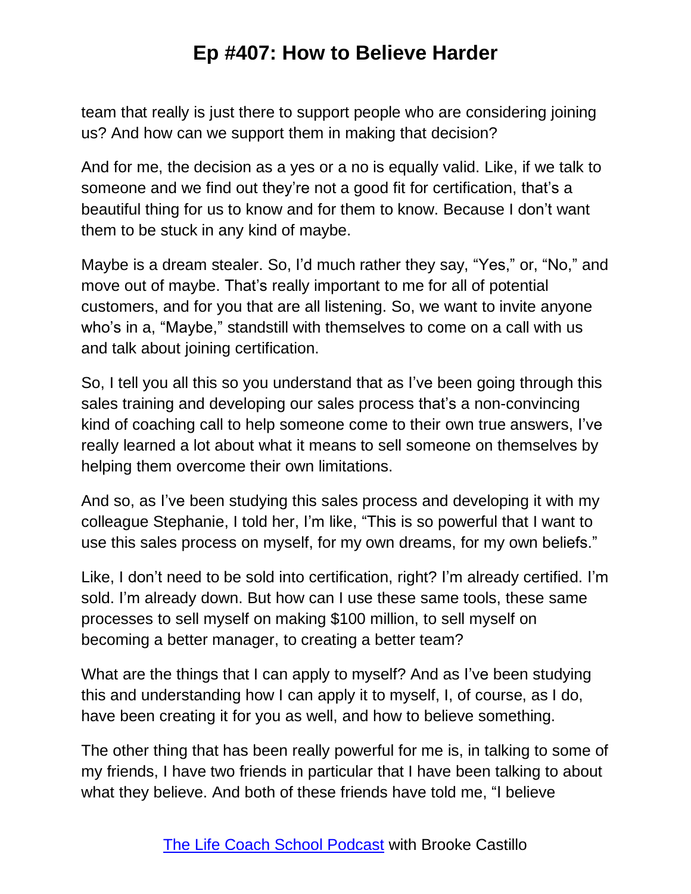team that really is just there to support people who are considering joining us? And how can we support them in making that decision?

And for me, the decision as a yes or a no is equally valid. Like, if we talk to someone and we find out they're not a good fit for certification, that's a beautiful thing for us to know and for them to know. Because I don't want them to be stuck in any kind of maybe.

Maybe is a dream stealer. So, I'd much rather they say, "Yes," or, "No," and move out of maybe. That's really important to me for all of potential customers, and for you that are all listening. So, we want to invite anyone who's in a, "Maybe," standstill with themselves to come on a call with us and talk about joining certification.

So, I tell you all this so you understand that as I've been going through this sales training and developing our sales process that's a non-convincing kind of coaching call to help someone come to their own true answers, I've really learned a lot about what it means to sell someone on themselves by helping them overcome their own limitations.

And so, as I've been studying this sales process and developing it with my colleague Stephanie, I told her, I'm like, "This is so powerful that I want to use this sales process on myself, for my own dreams, for my own beliefs."

Like, I don't need to be sold into certification, right? I'm already certified. I'm sold. I'm already down. But how can I use these same tools, these same processes to sell myself on making $100 million, to sell myself on becoming a better manager, to creating a better team?

What are the things that I can apply to myself? And as I've been studying this and understanding how I can apply it to myself, I, of course, as I do, have been creating it for you as well, and how to believe something.

The other thing that has been really powerful for me is, in talking to some of my friends, I have two friends in particular that I have been talking to about what they believe. And both of these friends have told me, "I believe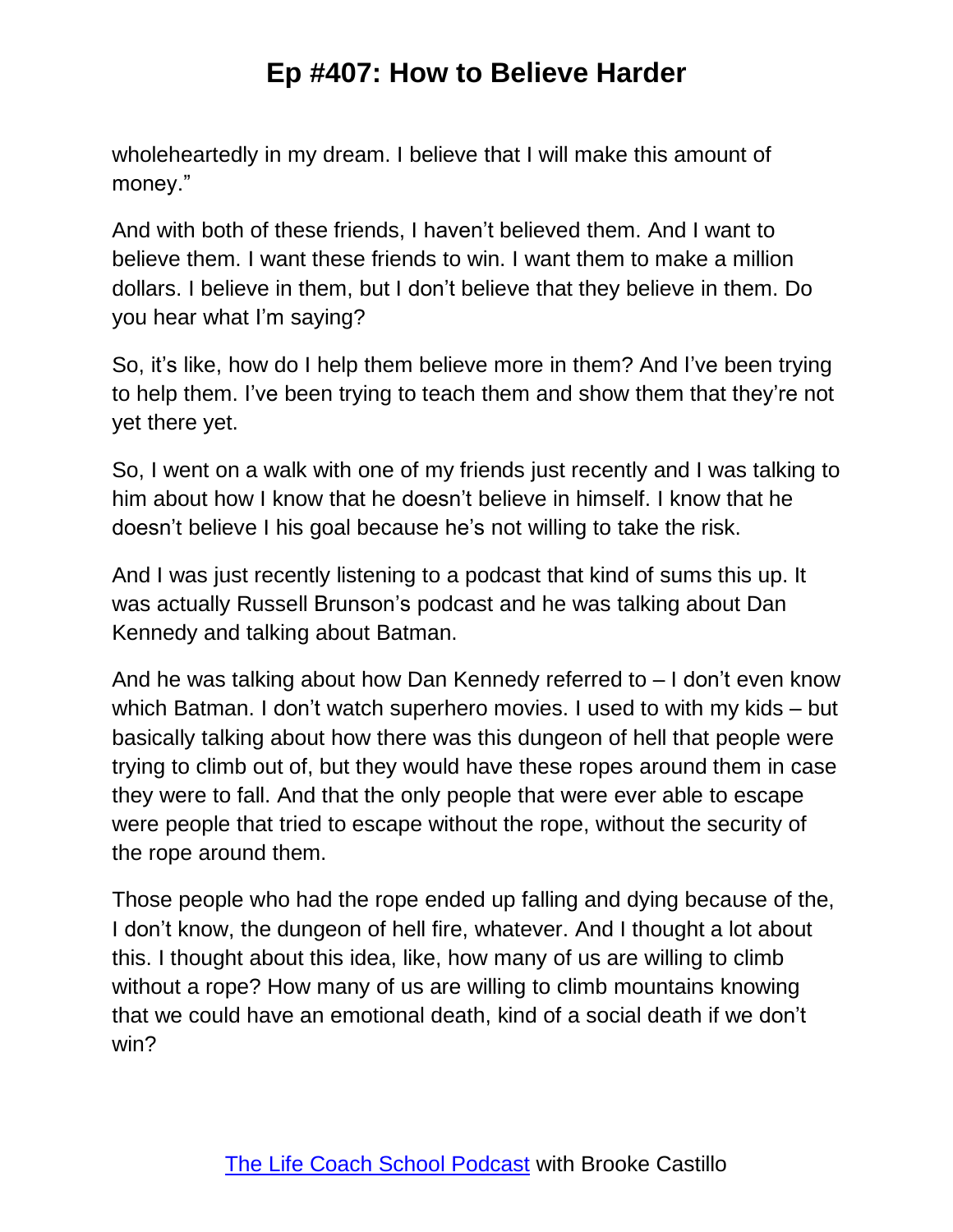wholeheartedly in my dream. I believe that I will make this amount of money."

And with both of these friends, I haven't believed them. And I want to believe them. I want these friends to win. I want them to make a million dollars. I believe in them, but I don't believe that they believe in them. Do you hear what I'm saying?

So, it's like, how do I help them believe more in them? And I've been trying to help them. I've been trying to teach them and show them that they're not yet there yet.

So, I went on a walk with one of my friends just recently and I was talking to him about how I know that he doesn't believe in himself. I know that he doesn't believe I his goal because he's not willing to take the risk.

And I was just recently listening to a podcast that kind of sums this up. It was actually Russell Brunson's podcast and he was talking about Dan Kennedy and talking about Batman.

And he was talking about how Dan Kennedy referred to – I don't even know which Batman. I don't watch superhero movies. I used to with my kids – but basically talking about how there was this dungeon of hell that people were trying to climb out of, but they would have these ropes around them in case they were to fall. And that the only people that were ever able to escape were people that tried to escape without the rope, without the security of the rope around them.

Those people who had the rope ended up falling and dying because of the, I don't know, the dungeon of hell fire, whatever. And I thought a lot about this. I thought about this idea, like, how many of us are willing to climb without a rope? How many of us are willing to climb mountains knowing that we could have an emotional death, kind of a social death if we don't win?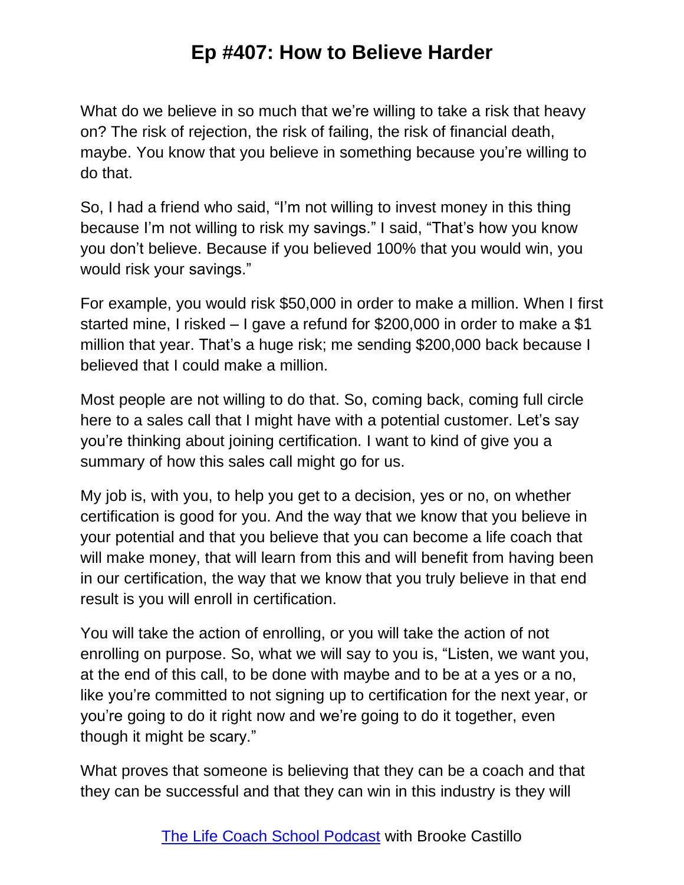What do we believe in so much that we're willing to take a risk that heavy on? The risk of rejection, the risk of failing, the risk of financial death, maybe. You know that you believe in something because you're willing to do that.

So, I had a friend who said, "I'm not willing to invest money in this thing because I'm not willing to risk my savings." I said, "That's how you know you don't believe. Because if you believed 100% that you would win, you would risk your savings."

For example, you would risk $50,000 in order to make a million. When I first started mine, I risked – I gave a refund for $200,000 in order to make a $1 million that year. That's a huge risk; me sending $200,000 back because I believed that I could make a million.

Most people are not willing to do that. So, coming back, coming full circle here to a sales call that I might have with a potential customer. Let's say you're thinking about joining certification. I want to kind of give you a summary of how this sales call might go for us.

My job is, with you, to help you get to a decision, yes or no, on whether certification is good for you. And the way that we know that you believe in your potential and that you believe that you can become a life coach that will make money, that will learn from this and will benefit from having been in our certification, the way that we know that you truly believe in that end result is you will enroll in certification.

You will take the action of enrolling, or you will take the action of not enrolling on purpose. So, what we will say to you is, "Listen, we want you, at the end of this call, to be done with maybe and to be at a yes or a no, like you're committed to not signing up to certification for the next year, or you're going to do it right now and we're going to do it together, even though it might be scary."

What proves that someone is believing that they can be a coach and that they can be successful and that they can win in this industry is they will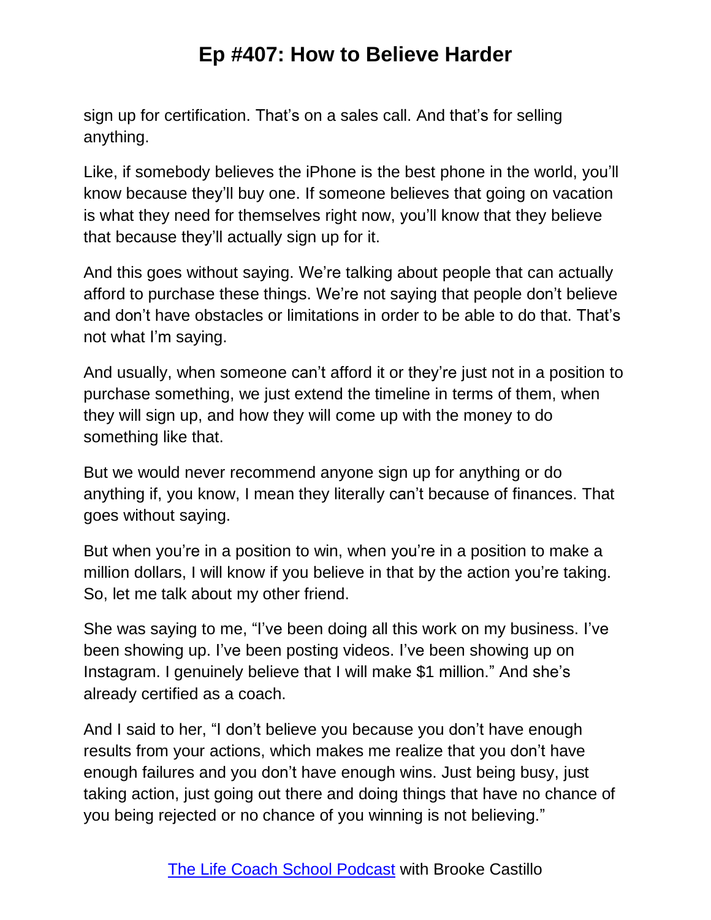sign up for certification. That's on a sales call. And that's for selling anything.

Like, if somebody believes the iPhone is the best phone in the world, you'll know because they'll buy one. If someone believes that going on vacation is what they need for themselves right now, you'll know that they believe that because they'll actually sign up for it.

And this goes without saying. We're talking about people that can actually afford to purchase these things. We're not saying that people don't believe and don't have obstacles or limitations in order to be able to do that. That's not what I'm saying.

And usually, when someone can't afford it or they're just not in a position to purchase something, we just extend the timeline in terms of them, when they will sign up, and how they will come up with the money to do something like that.

But we would never recommend anyone sign up for anything or do anything if, you know, I mean they literally can't because of finances. That goes without saying.

But when you're in a position to win, when you're in a position to make a million dollars, I will know if you believe in that by the action you're taking. So, let me talk about my other friend.

She was saying to me, "I've been doing all this work on my business. I've been showing up. I've been posting videos. I've been showing up on Instagram. I genuinely believe that I will make $1 million." And she's already certified as a coach.

And I said to her, "I don't believe you because you don't have enough results from your actions, which makes me realize that you don't have enough failures and you don't have enough wins. Just being busy, just taking action, just going out there and doing things that have no chance of you being rejected or no chance of you winning is not believing."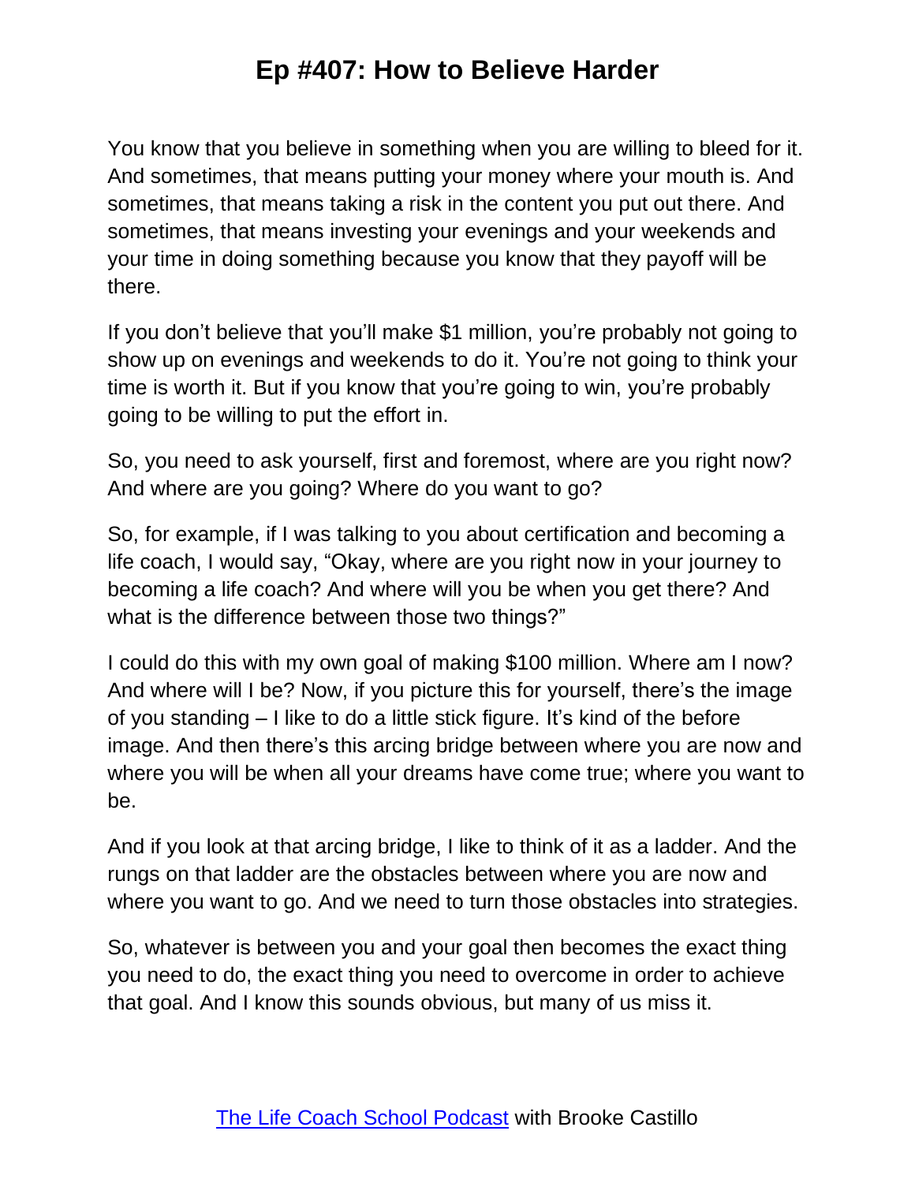You know that you believe in something when you are willing to bleed for it. And sometimes, that means putting your money where your mouth is. And sometimes, that means taking a risk in the content you put out there. And sometimes, that means investing your evenings and your weekends and your time in doing something because you know that they payoff will be there.

If you don't believe that you'll make $1 million, you're probably not going to show up on evenings and weekends to do it. You're not going to think your time is worth it. But if you know that you're going to win, you're probably going to be willing to put the effort in.

So, you need to ask yourself, first and foremost, where are you right now? And where are you going? Where do you want to go?

So, for example, if I was talking to you about certification and becoming a life coach, I would say, "Okay, where are you right now in your journey to becoming a life coach? And where will you be when you get there? And what is the difference between those two things?"

I could do this with my own goal of making $100 million. Where am I now? And where will I be? Now, if you picture this for yourself, there's the image of you standing – I like to do a little stick figure. It's kind of the before image. And then there's this arcing bridge between where you are now and where you will be when all your dreams have come true; where you want to be.

And if you look at that arcing bridge, I like to think of it as a ladder. And the rungs on that ladder are the obstacles between where you are now and where you want to go. And we need to turn those obstacles into strategies.

So, whatever is between you and your goal then becomes the exact thing you need to do, the exact thing you need to overcome in order to achieve that goal. And I know this sounds obvious, but many of us miss it.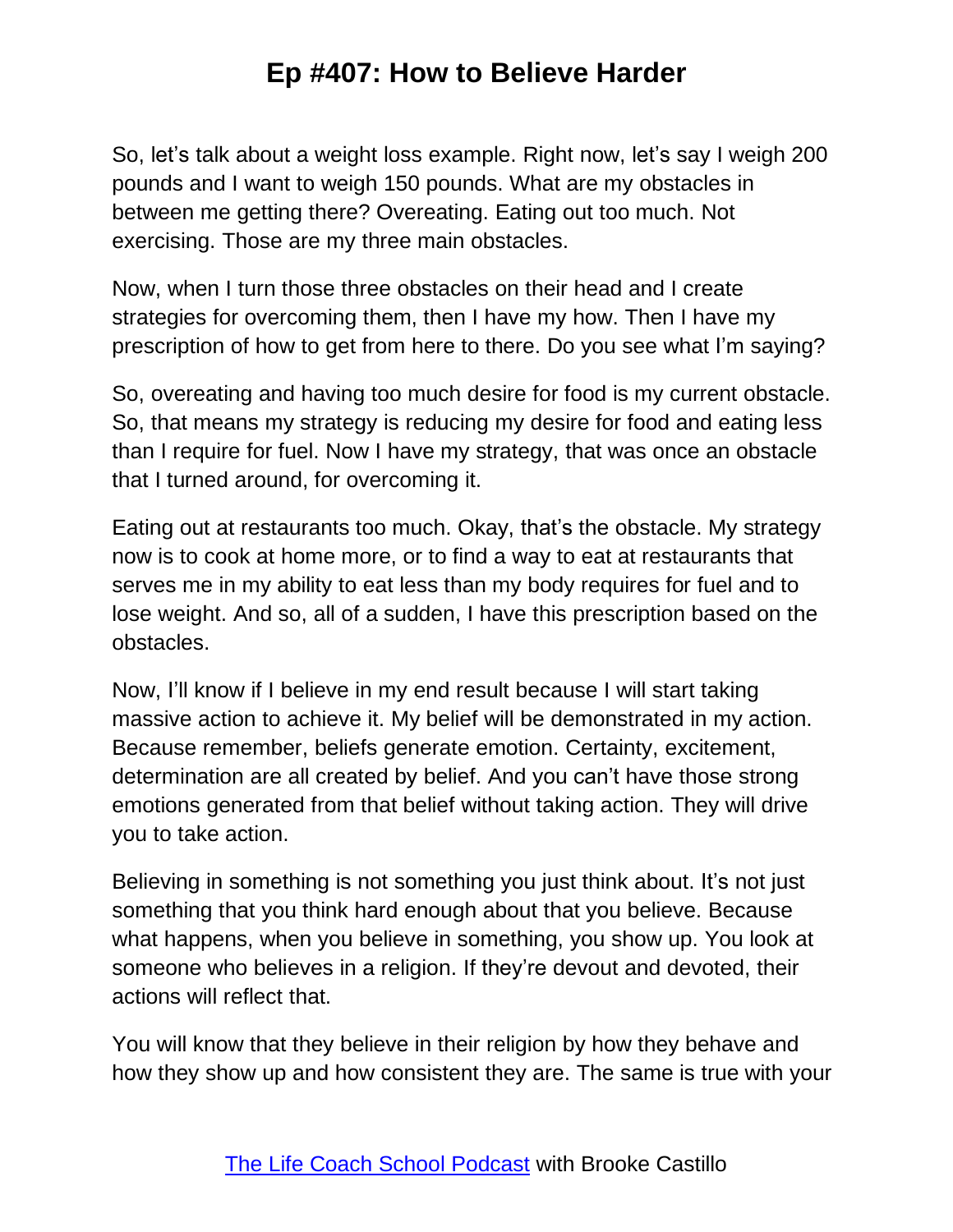So, let's talk about a weight loss example. Right now, let's say I weigh 200 pounds and I want to weigh 150 pounds. What are my obstacles in between me getting there? Overeating. Eating out too much. Not exercising. Those are my three main obstacles.

Now, when I turn those three obstacles on their head and I create strategies for overcoming them, then I have my how. Then I have my prescription of how to get from here to there. Do you see what I'm saying?

So, overeating and having too much desire for food is my current obstacle. So, that means my strategy is reducing my desire for food and eating less than I require for fuel. Now I have my strategy, that was once an obstacle that I turned around, for overcoming it.

Eating out at restaurants too much. Okay, that's the obstacle. My strategy now is to cook at home more, or to find a way to eat at restaurants that serves me in my ability to eat less than my body requires for fuel and to lose weight. And so, all of a sudden, I have this prescription based on the obstacles.

Now, I'll know if I believe in my end result because I will start taking massive action to achieve it. My belief will be demonstrated in my action. Because remember, beliefs generate emotion. Certainty, excitement, determination are all created by belief. And you can't have those strong emotions generated from that belief without taking action. They will drive you to take action.

Believing in something is not something you just think about. It's not just something that you think hard enough about that you believe. Because what happens, when you believe in something, you show up. You look at someone who believes in a religion. If they're devout and devoted, their actions will reflect that.

You will know that they believe in their religion by how they behave and how they show up and how consistent they are. The same is true with your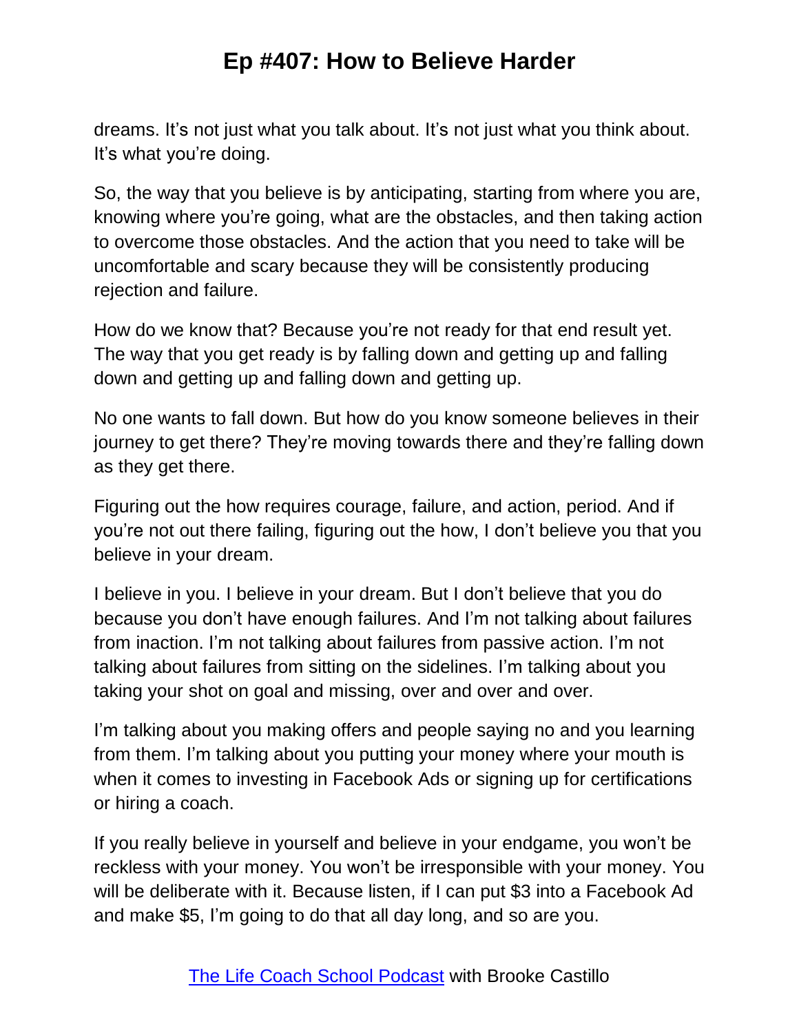dreams. It's not just what you talk about. It's not just what you think about. It's what you're doing.

So, the way that you believe is by anticipating, starting from where you are, knowing where you're going, what are the obstacles, and then taking action to overcome those obstacles. And the action that you need to take will be uncomfortable and scary because they will be consistently producing rejection and failure.

How do we know that? Because you're not ready for that end result yet. The way that you get ready is by falling down and getting up and falling down and getting up and falling down and getting up.

No one wants to fall down. But how do you know someone believes in their journey to get there? They're moving towards there and they're falling down as they get there.

Figuring out the how requires courage, failure, and action, period. And if you're not out there failing, figuring out the how, I don't believe you that you believe in your dream.

I believe in you. I believe in your dream. But I don't believe that you do because you don't have enough failures. And I'm not talking about failures from inaction. I'm not talking about failures from passive action. I'm not talking about failures from sitting on the sidelines. I'm talking about you taking your shot on goal and missing, over and over and over.

I'm talking about you making offers and people saying no and you learning from them. I'm talking about you putting your money where your mouth is when it comes to investing in Facebook Ads or signing up for certifications or hiring a coach.

If you really believe in yourself and believe in your endgame, you won't be reckless with your money. You won't be irresponsible with your money. You will be deliberate with it. Because listen, if I can put $3 into a Facebook Ad and make $5, I'm going to do that all day long, and so are you.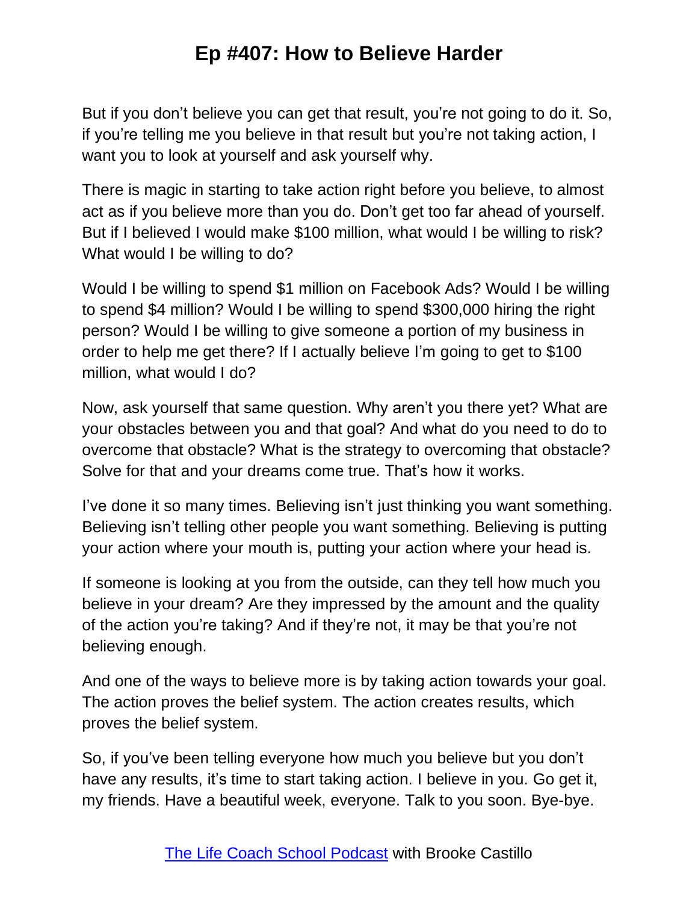But if you don't believe you can get that result, you're not going to do it. So, if you're telling me you believe in that result but you're not taking action, I want you to look at yourself and ask yourself why.

There is magic in starting to take action right before you believe, to almost act as if you believe more than you do. Don't get too far ahead of yourself. But if I believed I would make $100 million, what would I be willing to risk? What would I be willing to do?

Would I be willing to spend $1 million on Facebook Ads? Would I be willing to spend $4 million? Would I be willing to spend $300,000 hiring the right person? Would I be willing to give someone a portion of my business in order to help me get there? If I actually believe I'm going to get to $100 million, what would I do?

Now, ask yourself that same question. Why aren't you there yet? What are your obstacles between you and that goal? And what do you need to do to overcome that obstacle? What is the strategy to overcoming that obstacle? Solve for that and your dreams come true. That's how it works.

I've done it so many times. Believing isn't just thinking you want something. Believing isn't telling other people you want something. Believing is putting your action where your mouth is, putting your action where your head is.

If someone is looking at you from the outside, can they tell how much you believe in your dream? Are they impressed by the amount and the quality of the action you're taking? And if they're not, it may be that you're not believing enough.

And one of the ways to believe more is by taking action towards your goal. The action proves the belief system. The action creates results, which proves the belief system.

So, if you've been telling everyone how much you believe but you don't have any results, it's time to start taking action. I believe in you. Go get it, my friends. Have a beautiful week, everyone. Talk to you soon. Bye-bye.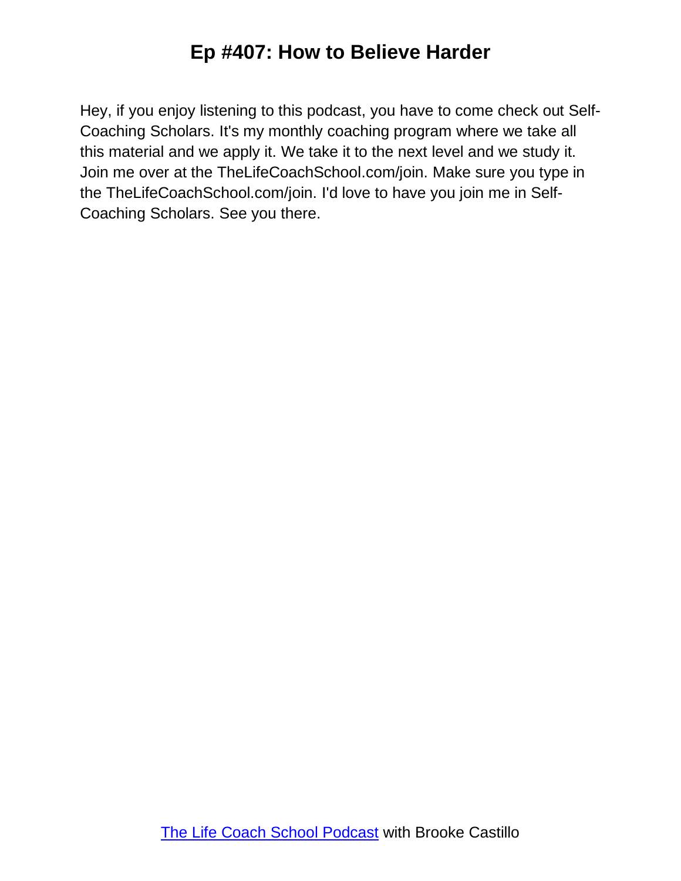Hey, if you enjoy listening to this podcast, you have to come check out Self-Coaching Scholars. It's my monthly coaching program where we take all this material and we apply it. We take it to the next level and we study it. Join me over at the TheLifeCoachSchool.com/join. Make sure you type in the TheLifeCoachSchool.com/join. I'd love to have you join me in Self-Coaching Scholars. See you there.